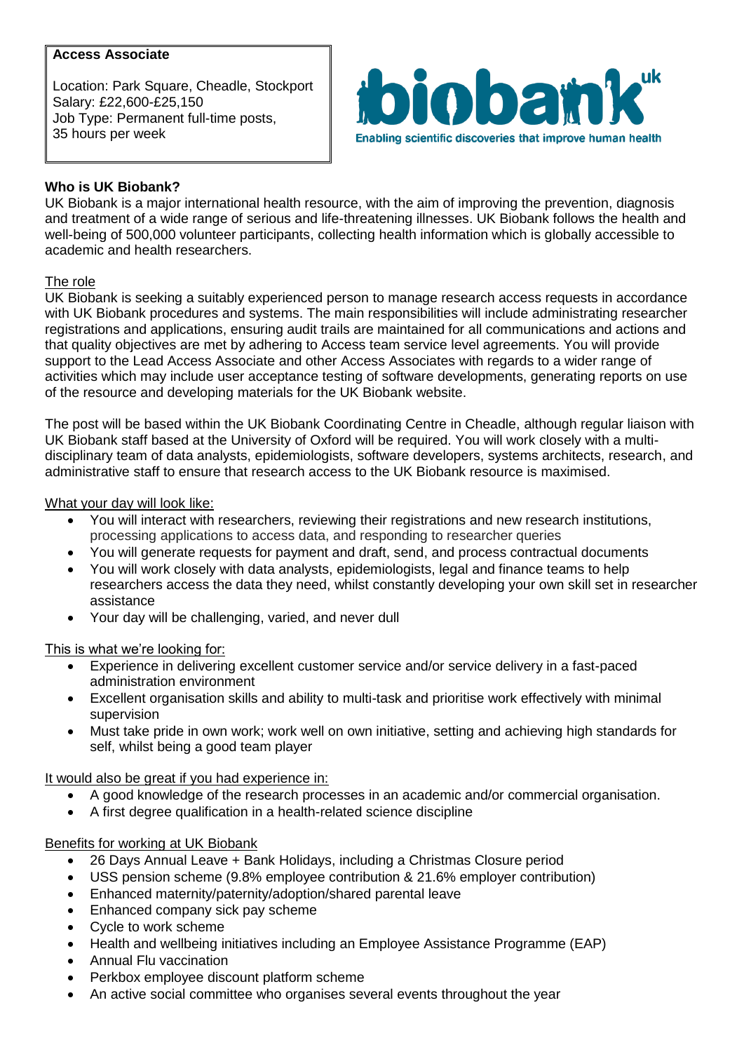**Access Associate**

Location: Park Square, Cheadle, Stockport
Salary: £22,600-£25,150
Job Type: Permanent full-time posts,
35 hours per week

biobank uk
Enabling scientific discoveries that improve human health

**Who is UK Biobank?**

UK Biobank is a major international health resource, with the aim of improving the prevention, diagnosis and treatment of a wide range of serious and life-threatening illnesses. UK Biobank follows the health and well-being of 500,000 volunteer participants, collecting health information which is globally accessible to academic and health researchers.

The role

UK Biobank is seeking a suitably experienced person to manage research access requests in accordance with UK Biobank procedures and systems. The main responsibilities will include administrating researcher registrations and applications, ensuring audit trails are maintained for all communications and actions and that quality objectives are met by adhering to Access team service level agreements. You will provide support to the Lead Access Associate and other Access Associates with regards to a wider range of activities which may include user acceptance testing of software developments, generating reports on use of the resource and developing materials for the UK Biobank website.

The post will be based within the UK Biobank Coordinating Centre in Cheadle, although regular liaison with UK Biobank staff based at the University of Oxford will be required. You will work closely with a multi-disciplinary team of data analysts, epidemiologists, software developers, systems architects, research, and administrative staff to ensure that research access to the UK Biobank resource is maximised.

What your day will look like:

- You will interact with researchers, reviewing their registrations and new research institutions, processing applications to access data, and responding to researcher queries
- You will generate requests for payment and draft, send, and process contractual documents
- You will work closely with data analysts, epidemiologists, legal and finance teams to help researchers access the data they need, whilst constantly developing your own skill set in researcher assistance
- Your day will be challenging, varied, and never dull

This is what we're looking for:

- Experience in delivering excellent customer service and/or service delivery in a fast-paced administration environment
- Excellent organisation skills and ability to multi-task and prioritise work effectively with minimal supervision
- Must take pride in own work; work well on own initiative, setting and achieving high standards for self, whilst being a good team player

It would also be great if you had experience in:

- A good knowledge of the research processes in an academic and/or commercial organisation.
- A first degree qualification in a health-related science discipline

Benefits for working at UK Biobank

- 26 Days Annual Leave + Bank Holidays, including a Christmas Closure period
- USS pension scheme (9.8% employee contribution & 21.6% employer contribution)
- Enhanced maternity/paternity/adoption/shared parental leave
- Enhanced company sick pay scheme
- Cycle to work scheme
- Health and wellbeing initiatives including an Employee Assistance Programme (EAP)
- Annual Flu vaccination
- Perkbox employee discount platform scheme
- An active social committee who organises several events throughout the year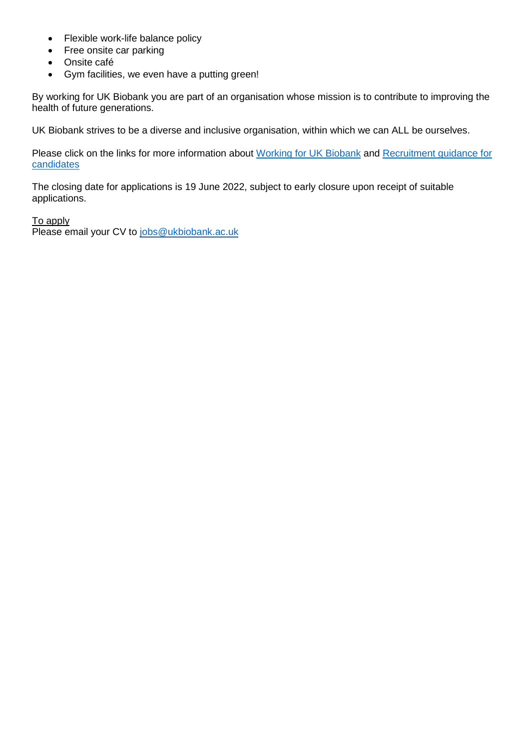- Flexible work-life balance policy
- Free onsite car parking
- Onsite café
- Gym facilities, we even have a putting green!

By working for UK Biobank you are part of an organisation whose mission is to contribute to improving the health of future generations.

UK Biobank strives to be a diverse and inclusive organisation, within which we can ALL be ourselves.

Please click on the links for more information about [Working for UK Biobank] and [Recruitment guidance for candidates]

The closing date for applications is 19 June 2022, subject to early closure upon receipt of suitable applications.

To apply
Please email your CV to jobs@ukbiobank.ac.uk